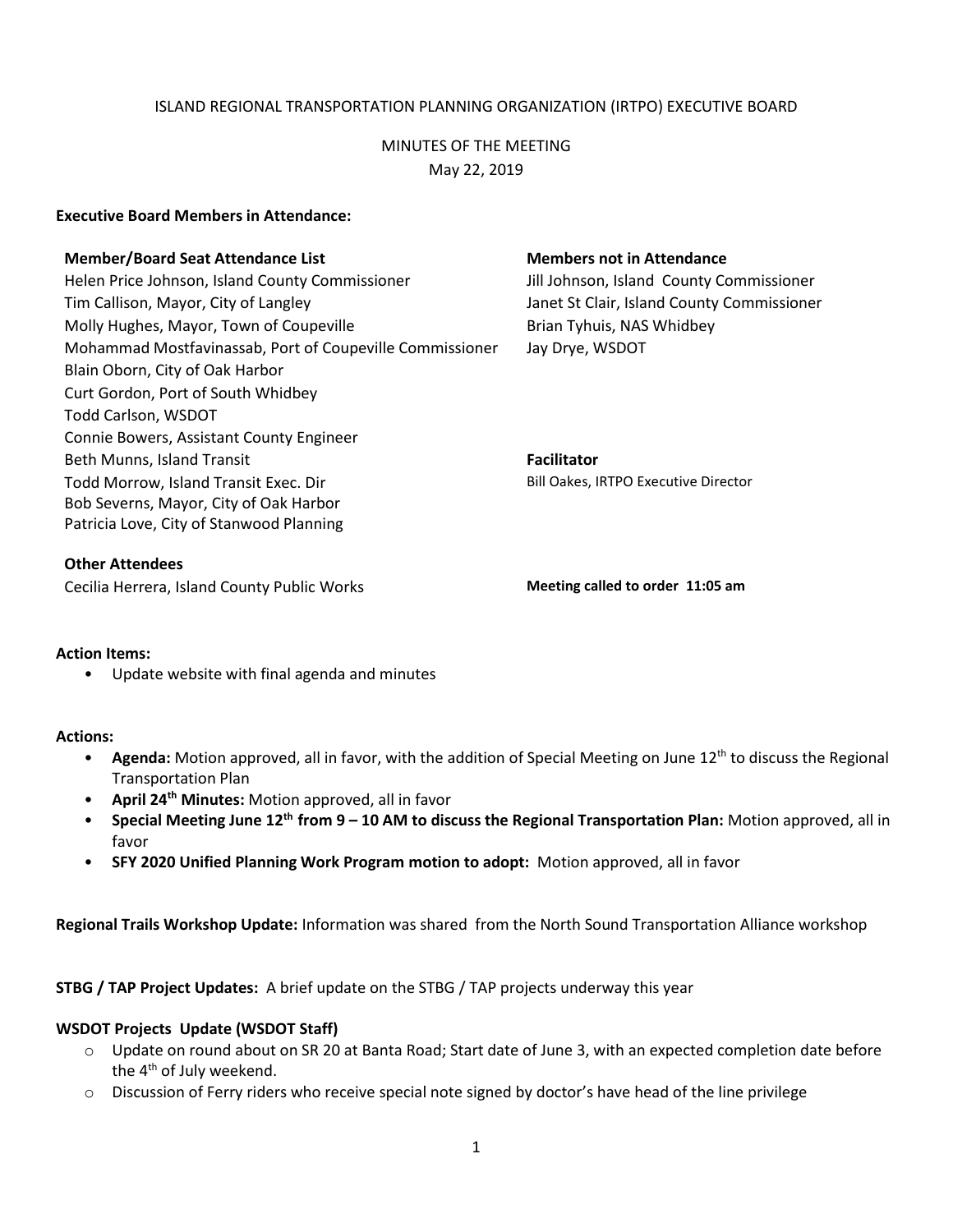ISLAND REGIONAL TRANSPORTATION PLANNING ORGANIZATION (IRTPO) EXECUTIVE BOARD

MINUTES OF THE MEETING

May 22, 2019

**Executive Board Members in Attendance:**

**Member/Board Seat Attendance List**

Helen Price Johnson, Island County Commissioner
Tim Callison, Mayor, City of Langley
Molly Hughes, Mayor, Town of Coupeville
Mohammad Mostfavinassab, Port of Coupeville Commissioner
Blain Oborn, City of Oak Harbor
Curt Gordon, Port of South Whidbey
Todd Carlson, WSDOT
Connie Bowers, Assistant County Engineer
Beth Munns, Island Transit
Todd Morrow, Island Transit Exec. Dir
Bob Severns, Mayor, City of Oak Harbor
Patricia Love, City of Stanwood Planning

**Members not in Attendance**

Jill Johnson, Island County Commissioner
Janet St Clair, Island County Commissioner
Brian Tyhuis, NAS Whidbey
Jay Drye, WSDOT

**Facilitator**

Bill Oakes, IRTPO Executive Director

**Other Attendees**

Cecilia Herrera, Island County Public Works

**Meeting called to order 11:05 am**

**Action Items:**

- Update website with final agenda and minutes

**Actions:**

- **Agenda:** Motion approved, all in favor, with the addition of Special Meeting on June 12th to discuss the Regional Transportation Plan
- **April 24th Minutes:** Motion approved, all in favor
- **Special Meeting June 12th from 9 – 10 AM to discuss the Regional Transportation Plan:** Motion approved, all in favor
- **SFY 2020 Unified Planning Work Program motion to adopt:** Motion approved, all in favor

**Regional Trails Workshop Update:** Information was shared from the North Sound Transportation Alliance workshop

**STBG / TAP Project Updates:** A brief update on the STBG / TAP projects underway this year

**WSDOT Projects Update (WSDOT Staff)**

- Update on round about on SR 20 at Banta Road; Start date of June 3, with an expected completion date before the 4th of July weekend.
- Discussion of Ferry riders who receive special note signed by doctor's have head of the line privilege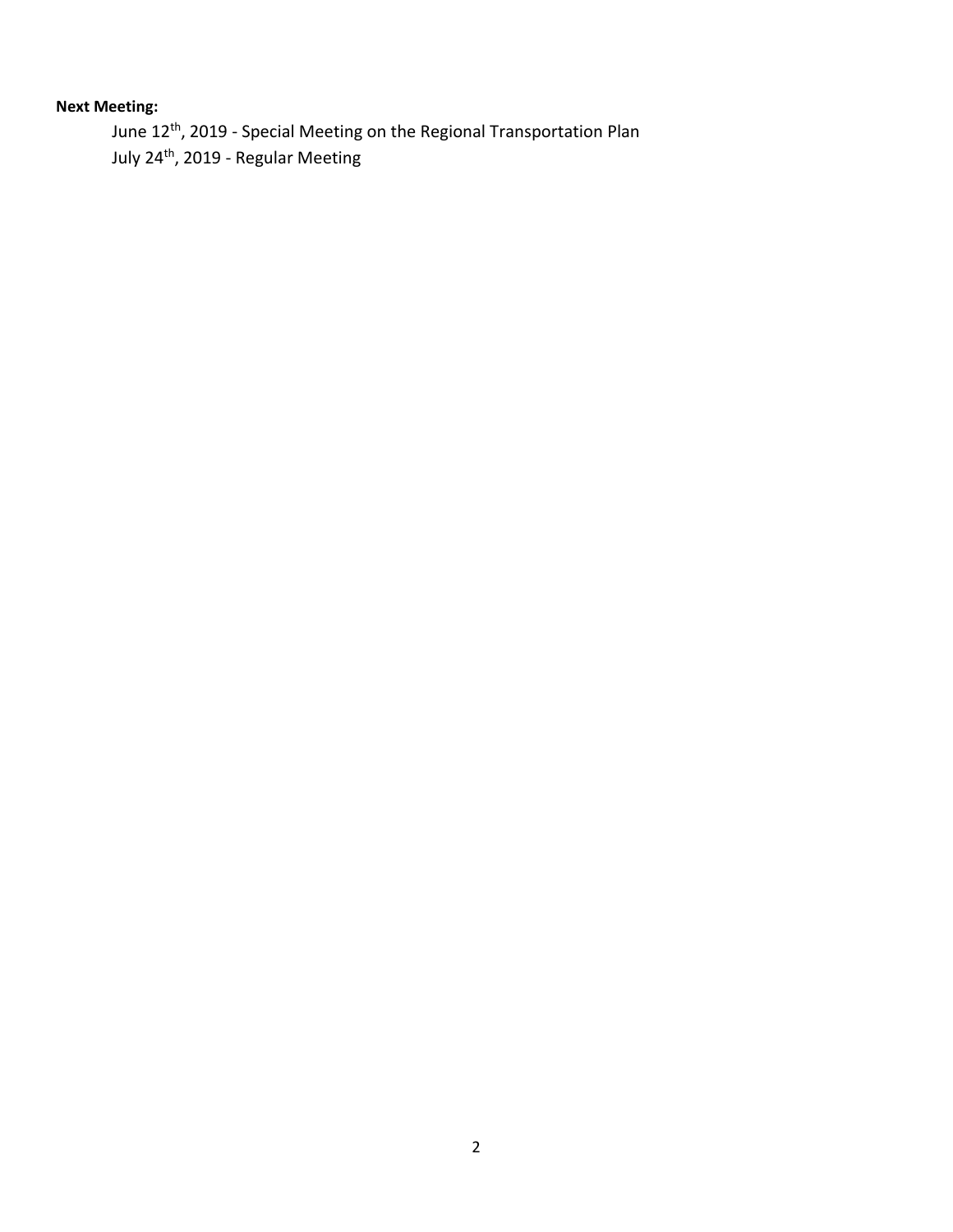**Next Meeting:**

June 12th, 2019 - Special Meeting on the Regional Transportation Plan
July 24th, 2019 - Regular Meeting